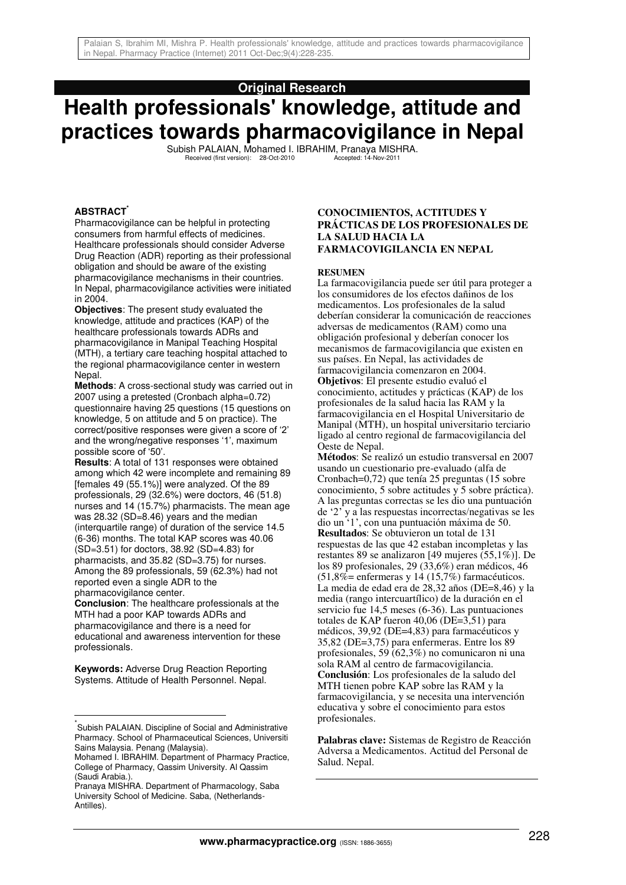**Original Research**

# Health professionals' knowledge, attitude and practices towards pharmacovigilance in Nepal

Subish PALAIAN, Mohamed I. IBRAHIM, Pranaya MISHRA.

Received (first version): 28-Oct-2010 Accepted: 14-Nov-2011

## ABSTRACT[*]

Pharmacovigilance can be helpful in protecting consumers from harmful effects of medicines. Healthcare professionals should consider Adverse Drug Reaction (ADR) reporting as their professional obligation and should be aware of the existing pharmacovigilance mechanisms in their countries. In Nepal, pharmacovigilance activities were initiated in 2004.

**Objectives**: The present study evaluated the knowledge, attitude and practices (KAP) of the healthcare professionals towards ADRs and pharmacovigilance in Manipal Teaching Hospital (MTH), a tertiary care teaching hospital attached to the regional pharmacovigilance center in western Nepal.

**Methods**: A cross-sectional study was carried out in 2007 using a pretested (Cronbach alpha=0.72) questionnaire having 25 questions (15 questions on knowledge, 5 on attitude and 5 on practice). The correct/positive responses were given a score of '2' and the wrong/negative responses '1', maximum possible score of '50'.

**Results**: A total of 131 responses were obtained among which 42 were incomplete and remaining 89 [females 49 (55.1%)] were analyzed. Of the 89 professionals, 29 (32.6%) were doctors, 46 (51.8) nurses and 14 (15.7%) pharmacists. The mean age was 28.32 (SD=8.46) years and the median (interquartile range) of duration of the service 14.5 (6-36) months. The total KAP scores was 40.06 (SD=3.51) for doctors, 38.92 (SD=4.83) for pharmacists, and 35.82 (SD=3.75) for nurses. Among the 89 professionals, 59 (62.3%) had not reported even a single ADR to the pharmacovigilance center.

**Conclusion**: The healthcare professionals at the MTH had a poor KAP towards ADRs and pharmacovigilance and there is a need for educational and awareness intervention for these professionals.

**Keywords:** Adverse Drug Reaction Reporting Systems. Attitude of Health Personnel. Nepal.

## CONOCIMIENTOS, ACTITUDES Y PRÁCTICAS DE LOS PROFESIONALES DE LA SALUD HACIA LA FARMACOVIGILANCIA EN NEPAL

### RESUMEN

La farmacovigilancia puede ser útil para proteger a los consumidores de los efectos dañinos de los medicamentos. Los profesionales de la salud deberían considerar la comunicación de reacciones adversas de medicamentos (RAM) como una obligación profesional y deberían conocer los mecanismos de farmacovigilancia que existen en sus países. En Nepal, las actividades de farmacovigilancia comenzaron en 2004.

**Objetivos**: El presente estudio evaluó el conocimiento, actitudes y prácticas (KAP) de los profesionales de la salud hacia las RAM y la farmacovigilancia en el Hospital Universitario de Manipal (MTH), un hospital universitario terciario ligado al centro regional de farmacovigilancia del Oeste de Nepal.

**Métodos**: Se realizó un estudio transversal en 2007 usando un cuestionario pre-evaluado (alfa de Cronbach=0,72) que tenía 25 preguntas (15 sobre conocimiento, 5 sobre actitudes y 5 sobre práctica). A las preguntas correctas se les dio una puntuación de '2' y a las respuestas incorrectas/negativas se les dio un '1', con una puntuación máxima de 50.

**Resultados**: Se obtuvieron un total de 131 respuestas de las que 42 estaban incompletas y las restantes 89 se analizaron [49 mujeres (55,1%)]. De los 89 profesionales, 29 (33,6%) eran médicos, 46 (51,8%= enfermeras y 14 (15,7%) farmacéuticos. La media de edad era de 28,32 años (DE=8,46) y la media (rango intercuartílico) de la duración en el servicio fue 14,5 meses (6-36). Las puntuaciones totales de KAP fueron 40,06 (DE=3,51) para médicos, 39,92 (DE=4,83) para farmacéuticos y 35,82 (DE=3,75) para enfermeras. Entre los 89 profesionales, 59 (62,3%) no comunicaron ni una sola RAM al centro de farmacovigilancia.

**Conclusión**: Los profesionales de la saludo del MTH tienen pobre KAP sobre las RAM y la farmacovigilancia, y se necesita una intervención educativa y sobre el conocimiento para estos profesionales.

**Palabras clave:** Sistemas de Registro de Reacción Adversa a Medicamentos. Actitud del Personal de Salud. Nepal.

---

[*] Subish PALAIAN. Discipline of Social and Administrative Pharmacy. School of Pharmaceutical Sciences, Universiti Sains Malaysia. Penang (Malaysia).

Mohamed I. IBRAHIM. Department of Pharmacy Practice, College of Pharmacy, Qassim University. Al Qassim (Saudi Arabia.).

Pranaya MISHRA. Department of Pharmacology, Saba University School of Medicine. Saba, (Netherlands-Antilles).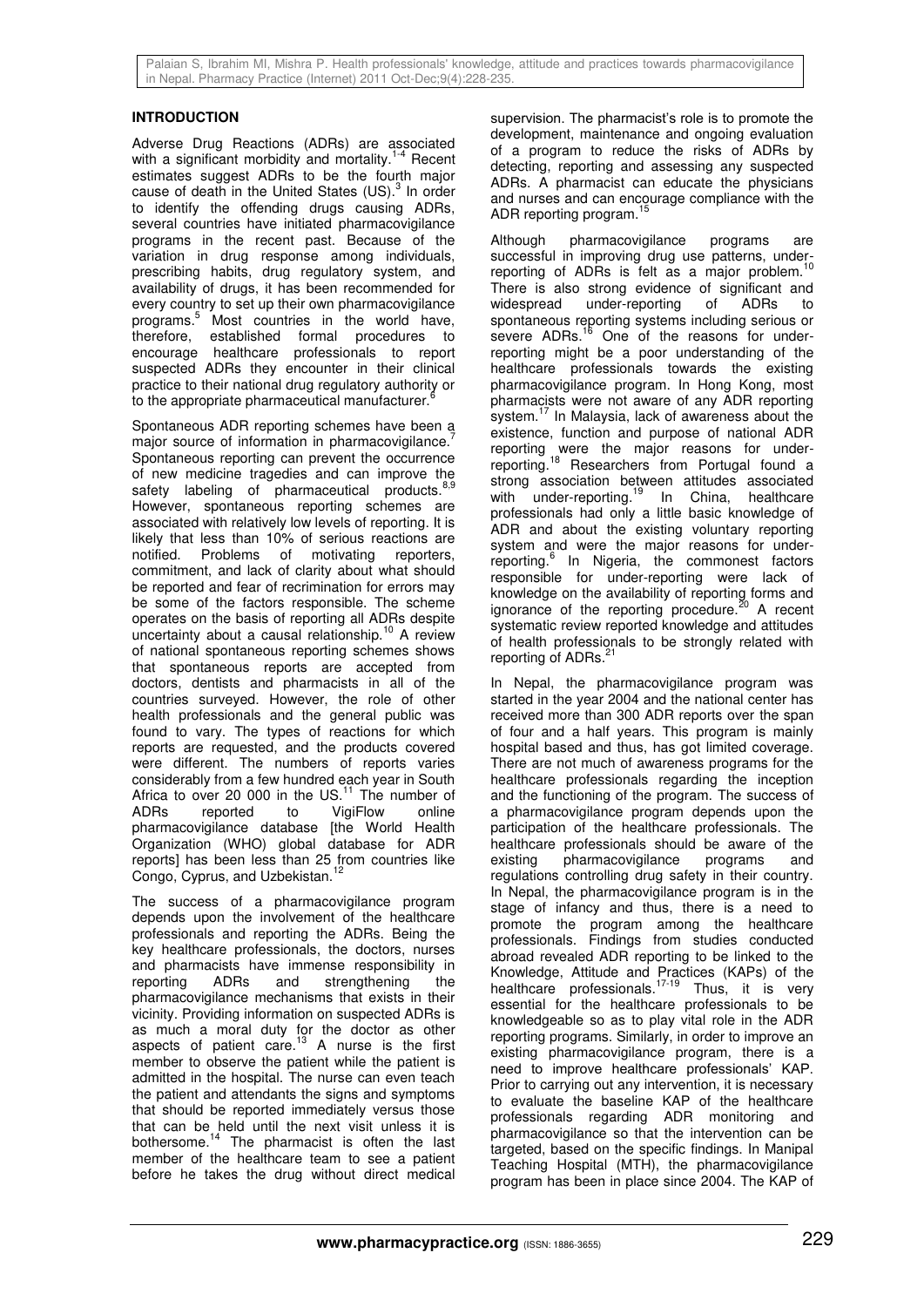## INTRODUCTION

Adverse Drug Reactions (ADRs) are associated with a significant morbidity and mortality.[1-4] Recent estimates suggest ADRs to be the fourth major cause of death in the United States (US).[3] In order to identify the offending drugs causing ADRs, several countries have initiated pharmacovigilance programs in the recent past. Because of the variation in drug response among individuals, prescribing habits, drug regulatory system, and availability of drugs, it has been recommended for every country to set up their own pharmacovigilance programs.[5] Most countries in the world have, therefore, established formal procedures to encourage healthcare professionals to report suspected ADRs they encounter in their clinical practice to their national drug regulatory authority or to the appropriate pharmaceutical manufacturer.[6]

Spontaneous ADR reporting schemes have been a major source of information in pharmacovigilance.[7] Spontaneous reporting can prevent the occurrence of new medicine tragedies and can improve the safety labeling of pharmaceutical products.[8,9] However, spontaneous reporting schemes are associated with relatively low levels of reporting. It is likely that less than 10% of serious reactions are notified. Problems of motivating reporters, commitment, and lack of clarity about what should be reported and fear of recrimination for errors may be some of the factors responsible. The scheme operates on the basis of reporting all ADRs despite uncertainty about a causal relationship.[10] A review of national spontaneous reporting schemes shows that spontaneous reports are accepted from doctors, dentists and pharmacists in all of the countries surveyed. However, the role of other health professionals and the general public was found to vary. The types of reactions for which reports are requested, and the products covered were different. The numbers of reports varies considerably from a few hundred each year in South Africa to over 20 000 in the US.[11] The number of ADRs reported to VigiFlow online pharmacovigilance database [the World Health Organization (WHO) global database for ADR reports] has been less than 25 from countries like Congo, Cyprus, and Uzbekistan.[12]

The success of a pharmacovigilance program depends upon the involvement of the healthcare professionals and reporting the ADRs. Being the key healthcare professionals, the doctors, nurses and pharmacists have immense responsibility in reporting ADRs and strengthening the pharmacovigilance mechanisms that exists in their vicinity. Providing information on suspected ADRs is as much a moral duty for the doctor as other aspects of patient care.[13] A nurse is the first member to observe the patient while the patient is admitted in the hospital. The nurse can even teach the patient and attendants the signs and symptoms that should be reported immediately versus those that can be held until the next visit unless it is bothersome.[14] The pharmacist is often the last member of the healthcare team to see a patient before he takes the drug without direct medical supervision. The pharmacist's role is to promote the development, maintenance and ongoing evaluation of a program to reduce the risks of ADRs by detecting, reporting and assessing any suspected ADRs. A pharmacist can educate the physicians and nurses and can encourage compliance with the ADR reporting program.[15]

Although pharmacovigilance programs are successful in improving drug use patterns, under-reporting of ADRs is felt as a major problem.[10] There is also strong evidence of significant and widespread under-reporting of ADRs to spontaneous reporting systems including serious or severe ADRs.[16] One of the reasons for under-reporting might be a poor understanding of the healthcare professionals towards the existing pharmacovigilance program. In Hong Kong, most pharmacists were not aware of any ADR reporting system.[17] In Malaysia, lack of awareness about the existence, function and purpose of national ADR reporting were the major reasons for under-reporting.[18] Researchers from Portugal found a strong association between attitudes associated with under-reporting.[19] In China, healthcare professionals had only a little basic knowledge of ADR and about the existing voluntary reporting system and were the major reasons for under-reporting.[6] In Nigeria, the commonest factors responsible for under-reporting were lack of knowledge on the availability of reporting forms and ignorance of the reporting procedure.[20] A recent systematic review reported knowledge and attitudes of health professionals to be strongly related with reporting of ADRs.[21]

In Nepal, the pharmacovigilance program was started in the year 2004 and the national center has received more than 300 ADR reports over the span of four and a half years. This program is mainly hospital based and thus, has got limited coverage. There are not much of awareness programs for the healthcare professionals regarding the inception and the functioning of the program. The success of a pharmacovigilance program depends upon the participation of the healthcare professionals. The healthcare professionals should be aware of the existing pharmacovigilance programs and regulations controlling drug safety in their country. In Nepal, the pharmacovigilance program is in the stage of infancy and thus, there is a need to promote the program among the healthcare professionals. Findings from studies conducted abroad revealed ADR reporting to be linked to the Knowledge, Attitude and Practices (KAPs) of the healthcare professionals.[17-19] Thus, it is very essential for the healthcare professionals to be knowledgeable so as to play vital role in the ADR reporting programs. Similarly, in order to improve an existing pharmacovigilance program, there is a need to improve healthcare professionals' KAP. Prior to carrying out any intervention, it is necessary to evaluate the baseline KAP of the healthcare professionals regarding ADR monitoring and pharmacovigilance so that the intervention can be targeted, based on the specific findings. In Manipal Teaching Hospital (MTH), the pharmacovigilance program has been in place since 2004. The KAP of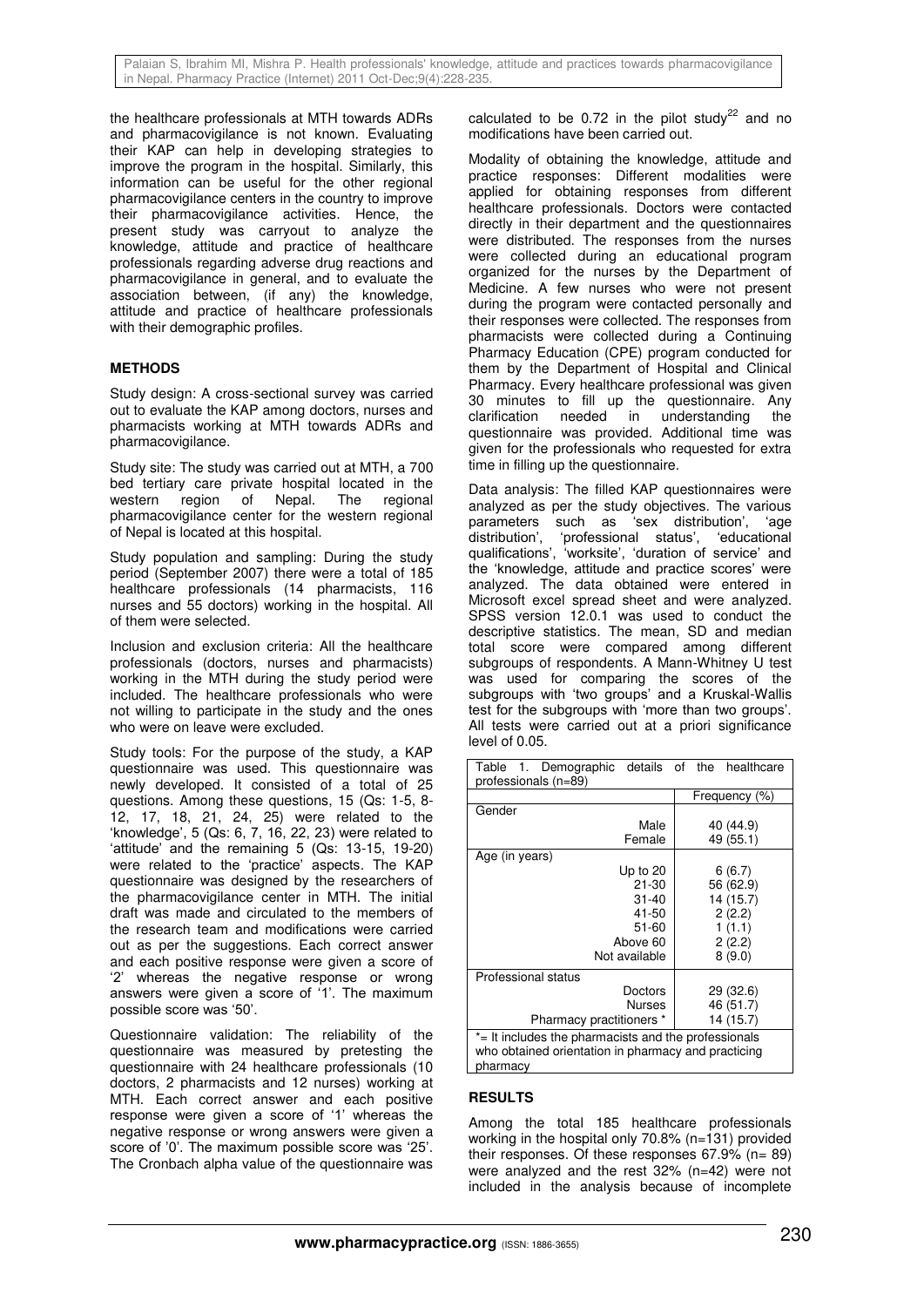the healthcare professionals at MTH towards ADRs and pharmacovigilance is not known. Evaluating their KAP can help in developing strategies to improve the program in the hospital. Similarly, this information can be useful for the other regional pharmacovigilance centers in the country to improve their pharmacovigilance activities. Hence, the present study was carryout to analyze the knowledge, attitude and practice of healthcare professionals regarding adverse drug reactions and pharmacovigilance in general, and to evaluate the association between, (if any) the knowledge, attitude and practice of healthcare professionals with their demographic profiles.

## METHODS

Study design: A cross-sectional survey was carried out to evaluate the KAP among doctors, nurses and pharmacists working at MTH towards ADRs and pharmacovigilance.

Study site: The study was carried out at MTH, a 700 bed tertiary care private hospital located in the western region of Nepal. The regional pharmacovigilance center for the western regional of Nepal is located at this hospital.

Study population and sampling: During the study period (September 2007) there were a total of 185 healthcare professionals (14 pharmacists, 116 nurses and 55 doctors) working in the hospital. All of them were selected.

Inclusion and exclusion criteria: All the healthcare professionals (doctors, nurses and pharmacists) working in the MTH during the study period were included. The healthcare professionals who were not willing to participate in the study and the ones who were on leave were excluded.

Study tools: For the purpose of the study, a KAP questionnaire was used. This questionnaire was newly developed. It consisted of a total of 25 questions. Among these questions, 15 (Qs: 1-5, 8-12, 17, 18, 21, 24, 25) were related to the 'knowledge', 5 (Qs: 6, 7, 16, 22, 23) were related to 'attitude' and the remaining 5 (Qs: 13-15, 19-20) were related to the 'practice' aspects. The KAP questionnaire was designed by the researchers of the pharmacovigilance center in MTH. The initial draft was made and circulated to the members of the research team and modifications were carried out as per the suggestions. Each correct answer and each positive response were given a score of '2' whereas the negative response or wrong answers were given a score of '1'. The maximum possible score was '50'.

Questionnaire validation: The reliability of the questionnaire was measured by pretesting the questionnaire with 24 healthcare professionals (10 doctors, 2 pharmacists and 12 nurses) working at MTH. Each correct answer and each positive response were given a score of '1' whereas the negative response or wrong answers were given a score of '0'. The maximum possible score was '25'. The Cronbach alpha value of the questionnaire was calculated to be 0.72 in the pilot study[22] and no modifications have been carried out.

Modality of obtaining the knowledge, attitude and practice responses: Different modalities were applied for obtaining responses from different healthcare professionals. Doctors were contacted directly in their department and the questionnaires were distributed. The responses from the nurses were collected during an educational program organized for the nurses by the Department of Medicine. A few nurses who were not present during the program were contacted personally and their responses were collected. The responses from pharmacists were collected during a Continuing Pharmacy Education (CPE) program conducted for them by the Department of Hospital and Clinical Pharmacy. Every healthcare professional was given 30 minutes to fill up the questionnaire. Any clarification needed in understanding the questionnaire was provided. Additional time was given for the professionals who requested for extra time in filling up the questionnaire.

Data analysis: The filled KAP questionnaires were analyzed as per the study objectives. The various parameters such as 'sex distribution', 'age distribution', 'professional status', 'educational qualifications', 'worksite', 'duration of service' and the 'knowledge, attitude and practice scores' were analyzed. The data obtained were entered in Microsoft excel spread sheet and were analyzed. SPSS version 12.0.1 was used to conduct the descriptive statistics. The mean, SD and median total score were compared among different subgroups of respondents. A Mann-Whitney U test was used for comparing the scores of the subgroups with 'two groups' and a Kruskal-Wallis test for the subgroups with 'more than two groups'. All tests were carried out at a priori significance level of 0.05.

Table 1. Demographic details of the healthcare professionals (n=89)

| | Frequency (%) |
|---|---|
| **Gender** | |
| Male | 40 (44.9) |
| Female | 49 (55.1) |
| **Age (in years)** | |
| Up to 20 | 6 (6.7) |
| 21-30 | 56 (62.9) |
| 31-40 | 14 (15.7) |
| 41-50 | 2 (2.2) |
| 51-60 | 1 (1.1) |
| Above 60 | 2 (2.2) |
| Not available | 8 (9.0) |
| **Professional status** | |
| Doctors | 29 (32.6) |
| Nurses | 46 (51.7) |
| Pharmacy practitioners * | 14 (15.7) |

*= It includes the pharmacists and the professionals who obtained orientation in pharmacy and practicing pharmacy

## RESULTS

Among the total 185 healthcare professionals working in the hospital only 70.8% (n=131) provided their responses. Of these responses 67.9% (n= 89) were analyzed and the rest 32% (n=42) were not included in the analysis because of incomplete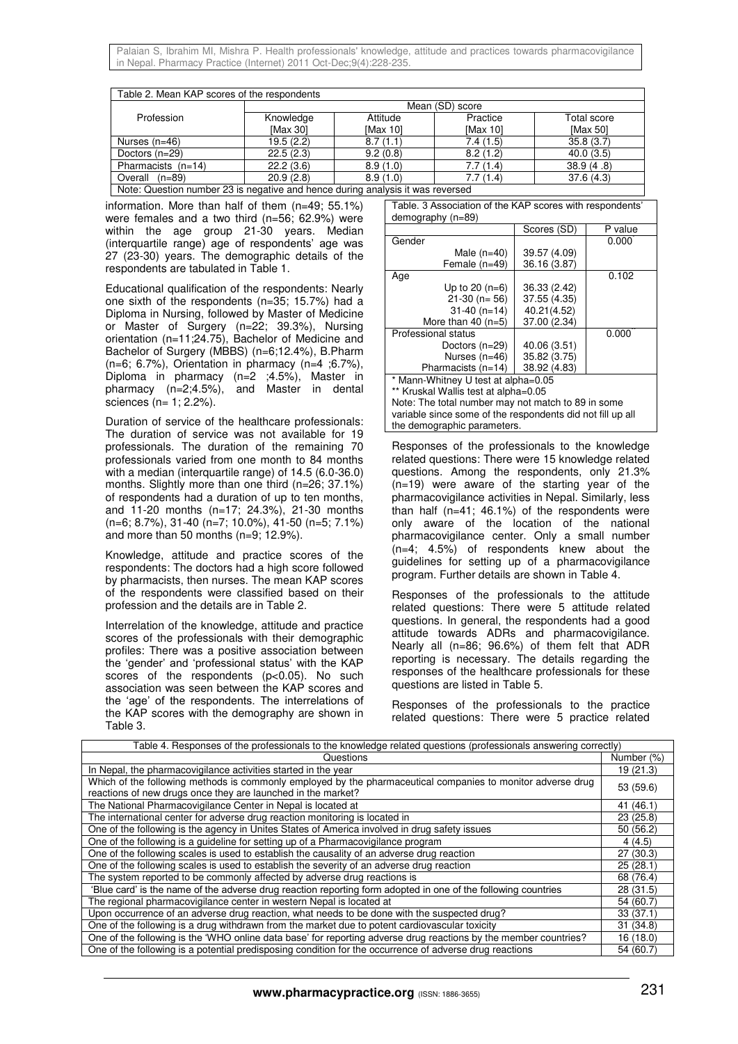Table 2. Mean KAP scores of the respondents

| Profession | Mean (SD) score | | | |
|---|---|---|---|---|
| | Knowledge [Max 30] | Attitude [Max 10] | Practice [Max 10] | Total score [Max 50] |
| Nurses (n=46) | 19.5 (2.2) | 8.7 (1.1) | 7.4 (1.5) | 35.8 (3.7) |
| Doctors (n=29) | 22.5 (2.3) | 9.2 (0.8) | 8.2 (1.2) | 40.0 (3.5) |
| Pharmacists (n=14) | 22.2 (3.6) | 8.9 (1.0) | 7.7 (1.4) | 38.9 (4 .8) |
| Overall (n=89) | 20.9 (2.8) | 8.9 (1.0) | 7.7 (1.4) | 37.6 (4.3) |

Note: Question number 23 is negative and hence during analysis it was reversed

information. More than half of them (n=49; 55.1%) were females and a two third (n=56; 62.9%) were within the age group 21-30 years. Median (interquartile range) age of respondents' age was 27 (23-30) years. The demographic details of the respondents are tabulated in Table 1.

Educational qualification of the respondents: Nearly one sixth of the respondents (n=35; 15.7%) had a Diploma in Nursing, followed by Master of Medicine or Master of Surgery (n=22; 39.3%), Nursing orientation (n=11;24.75), Bachelor of Medicine and Bachelor of Surgery (MBBS) (n=6;12.4%), B.Pharm (n=6; 6.7%), Orientation in pharmacy (n=4 ;6.7%), Diploma in pharmacy (n=2 ;4.5%), Master in pharmacy (n=2;4.5%), and Master in dental sciences (n= 1; 2.2%).

Duration of service of the healthcare professionals: The duration of service was not available for 19 professionals. The duration of the remaining 70 professionals varied from one month to 84 months with a median (interquartile range) of 14.5 (6.0-36.0) months. Slightly more than one third (n=26; 37.1%) of respondents had a duration of up to ten months, and 11-20 months (n=17; 24.3%), 21-30 months (n=6; 8.7%), 31-40 (n=7; 10.0%), 41-50 (n=5; 7.1%) and more than 50 months (n=9; 12.9%).

Knowledge, attitude and practice scores of the respondents: The doctors had a high score followed by pharmacists, then nurses. The mean KAP scores of the respondents were classified based on their profession and the details are in Table 2.

Interrelation of the knowledge, attitude and practice scores of the professionals with their demographic profiles: There was a positive association between the 'gender' and 'professional status' with the KAP scores of the respondents ($p<0.05$). No such association was seen between the KAP scores and the 'age' of the respondents. The interrelations of the KAP scores with the demography are shown in Table 3.

Table. 3 Association of the KAP scores with respondents' demography (n=89)

| | Scores (SD) | P value |
|---|---|---|
| Gender | | 0.000* |
| Male (n=40) | 39.57 (4.09) | |
| Female (n=49) | 36.16 (3.87) | |
| Age | | 0.102 |
| Up to 20 (n=6) | 36.33 (2.42) | |
| 21-30 (n= 56) | 37.55 (4.35) | |
| 31-40 (n=14) | 40.21(4.52) | |
| More than 40 (n=5) | 37.00 (2.34) | |
| Professional status | | 0.000** |
| Doctors (n=29) | 40.06 (3.51) | |
| Nurses (n=46) | 35.82 (3.75) | |
| Pharmacists (n=14) | 38.92 (4.83) | |

\* Mann-Whitney U test at alpha=0.05
\*\* Kruskal Wallis test at alpha=0.05
Note: The total number may not match to 89 in some variable since some of the respondents did not fill up all the demographic parameters.

Responses of the professionals to the knowledge related questions: There were 15 knowledge related questions. Among the respondents, only 21.3% (n=19) were aware of the starting year of the pharmacovigilance activities in Nepal. Similarly, less than half (n=41; 46.1%) of the respondents were only aware of the location of the national pharmacovigilance center. Only a small number (n=4; 4.5%) of respondents knew about the guidelines for setting up of a pharmacovigilance program. Further details are shown in Table 4.

Responses of the professionals to the attitude related questions: There were 5 attitude related questions. In general, the respondents had a good attitude towards ADRs and pharmacovigilance. Nearly all (n=86; 96.6%) of them felt that ADR reporting is necessary. The details regarding the responses of the healthcare professionals for these questions are listed in Table 5.

Responses of the professionals to the practice related questions: There were 5 practice related

Table 4. Responses of the professionals to the knowledge related questions (professionals answering correctly)

| Questions | Number (%) |
|---|---|
| In Nepal, the pharmacovigilance activities started in the year | 19 (21.3) |
| Which of the following methods is commonly employed by the pharmaceutical companies to monitor adverse drug reactions of new drugs once they are launched in the market? | 53 (59.6) |
| The National Pharmacovigilance Center in Nepal is located at | 41 (46.1) |
| The international center for adverse drug reaction monitoring is located in | 23 (25.8) |
| One of the following is the agency in Unites States of America involved in drug safety issues | 50 (56.2) |
| One of the following is a guideline for setting up of a Pharmacovigilance program | 4 (4.5) |
| One of the following scales is used to establish the causality of an adverse drug reaction | 27 (30.3) |
| One of the following scales is used to establish the severity of an adverse drug reaction | 25 (28.1) |
| The system reported to be commonly affected by adverse drug reactions is | 68 (76.4) |
| 'Blue card' is the name of the adverse drug reaction reporting form adopted in one of the following countries | 28 (31.5) |
| The regional pharmacovigilance center in western Nepal is located at | 54 (60.7) |
| Upon occurrence of an adverse drug reaction, what needs to be done with the suspected drug? | 33 (37.1) |
| One of the following is a drug withdrawn from the market due to potent cardiovascular toxicity | 31 (34.8) |
| One of the following is the 'WHO online data base' for reporting adverse drug reactions by the member countries? | 16 (18.0) |
| One of the following is a potential predisposing condition for the occurrence of adverse drug reactions | 54 (60.7) |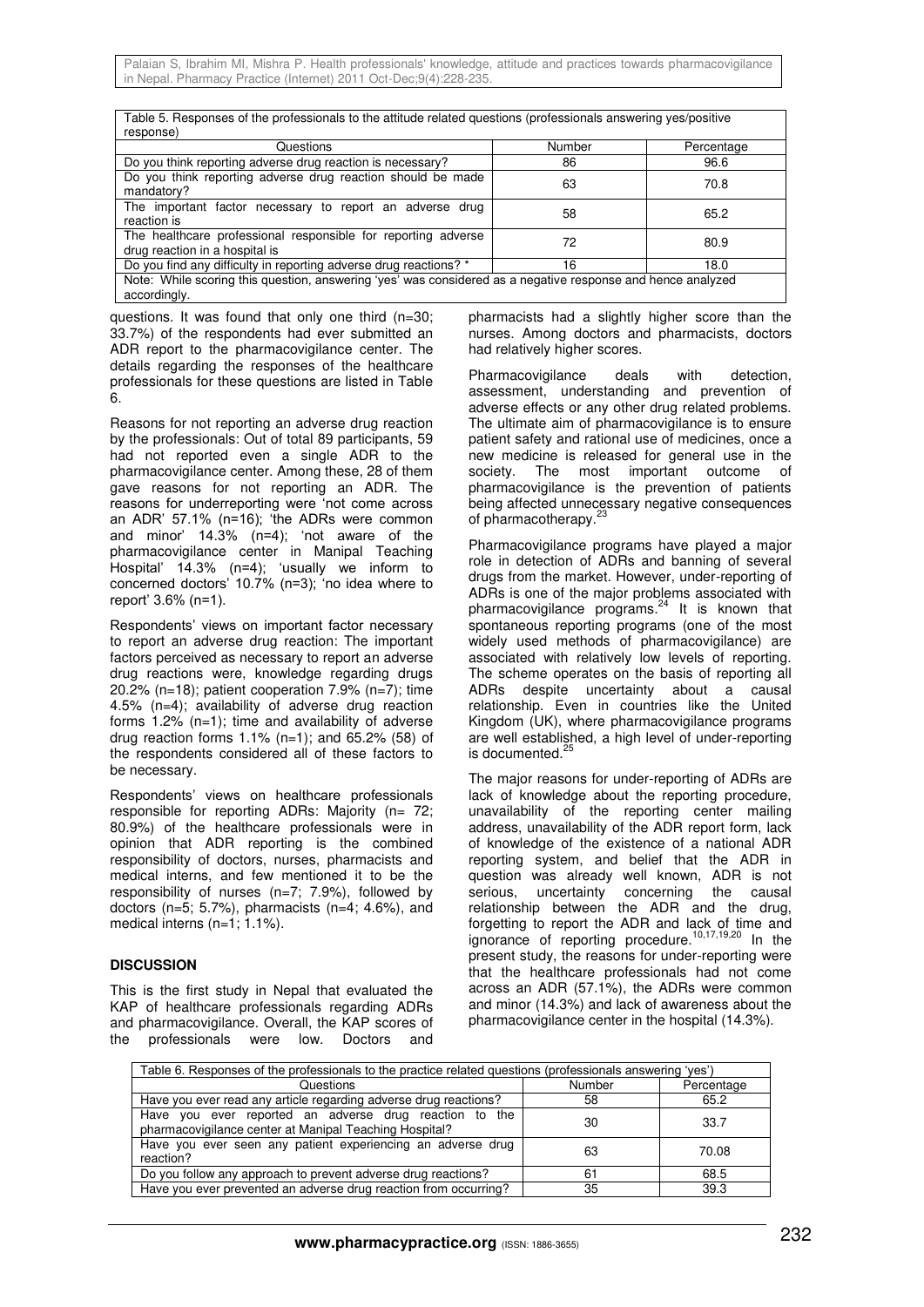Table 5. Responses of the professionals to the attitude related questions (professionals answering yes/positive response)

| Questions | Number | Percentage |
|---|---|---|
| Do you think reporting adverse drug reaction is necessary? | 86 | 96.6 |
| Do you think reporting adverse drug reaction should be made mandatory? | 63 | 70.8 |
| The important factor necessary to report an adverse drug reaction is | 58 | 65.2 |
| The healthcare professional responsible for reporting adverse drug reaction in a hospital is | 72 | 80.9 |
| Do you find any difficulty in reporting adverse drug reactions? * | 16 | 18.0 |

Note: While scoring this question, answering 'yes' was considered as a negative response and hence analyzed accordingly.

questions. It was found that only one third (n=30; 33.7%) of the respondents had ever submitted an ADR report to the pharmacovigilance center. The details regarding the responses of the healthcare professionals for these questions are listed in Table 6.

Reasons for not reporting an adverse drug reaction by the professionals: Out of total 89 participants, 59 had not reported even a single ADR to the pharmacovigilance center. Among these, 28 of them gave reasons for not reporting an ADR. The reasons for underreporting were 'not come across an ADR' 57.1% (n=16); 'the ADRs were common and minor' 14.3% (n=4); 'not aware of the pharmacovigilance center in Manipal Teaching Hospital' 14.3% (n=4); 'usually we inform to concerned doctors' 10.7% (n=3); 'no idea where to report' 3.6% (n=1).

Respondents' views on important factor necessary to report an adverse drug reaction: The important factors perceived as necessary to report an adverse drug reactions were, knowledge regarding drugs 20.2% (n=18); patient cooperation 7.9% (n=7); time 4.5% (n=4); availability of adverse drug reaction forms 1.2% (n=1); time and availability of adverse drug reaction forms 1.1% (n=1); and 65.2% (58) of the respondents considered all of these factors to be necessary.

Respondents' views on healthcare professionals responsible for reporting ADRs: Majority (n= 72; 80.9%) of the healthcare professionals were in opinion that ADR reporting is the combined responsibility of doctors, nurses, pharmacists and medical interns, and few mentioned it to be the responsibility of nurses (n=7; 7.9%), followed by doctors (n=5; 5.7%), pharmacists (n=4; 4.6%), and medical interns (n=1; 1.1%).

## DISCUSSION

This is the first study in Nepal that evaluated the KAP of healthcare professionals regarding ADRs and pharmacovigilance. Overall, the KAP scores of the professionals were low. Doctors and pharmacists had a slightly higher score than the nurses. Among doctors and pharmacists, doctors had relatively higher scores.

Pharmacovigilance deals with detection, assessment, understanding and prevention of adverse effects or any other drug related problems. The ultimate aim of pharmacovigilance is to ensure patient safety and rational use of medicines, once a new medicine is released for general use in the society. The most important outcome of pharmacovigilance is the prevention of patients being affected unnecessary negative consequences of pharmacotherapy.[23]

Pharmacovigilance programs have played a major role in detection of ADRs and banning of several drugs from the market. However, under-reporting of ADRs is one of the major problems associated with pharmacovigilance programs.[24] It is known that spontaneous reporting programs (one of the most widely used methods of pharmacovigilance) are associated with relatively low levels of reporting. The scheme operates on the basis of reporting all ADRs despite uncertainty about a causal relationship. Even in countries like the United Kingdom (UK), where pharmacovigilance programs are well established, a high level of under-reporting is documented.[25]

The major reasons for under-reporting of ADRs are lack of knowledge about the reporting procedure, unavailability of the reporting center mailing address, unavailability of the ADR report form, lack of knowledge of the existence of a national ADR reporting system, and belief that the ADR in question was already well known, ADR is not serious, uncertainty concerning the causal relationship between the ADR and the drug, forgetting to report the ADR and lack of time and ignorance of reporting procedure.[10,17,19,20] In the present study, the reasons for under-reporting were that the healthcare professionals had not come across an ADR (57.1%), the ADRs were common and minor (14.3%) and lack of awareness about the pharmacovigilance center in the hospital (14.3%).

Table 6. Responses of the professionals to the practice related questions (professionals answering 'yes')

| Questions | Number | Percentage |
|---|---|---|
| Have you ever read any article regarding adverse drug reactions? | 58 | 65.2 |
| Have you ever reported an adverse drug reaction to the pharmacovigilance center at Manipal Teaching Hospital? | 30 | 33.7 |
| Have you ever seen any patient experiencing an adverse drug reaction? | 63 | 70.08 |
| Do you follow any approach to prevent adverse drug reactions? | 61 | 68.5 |
| Have you ever prevented an adverse drug reaction from occurring? | 35 | 39.3 |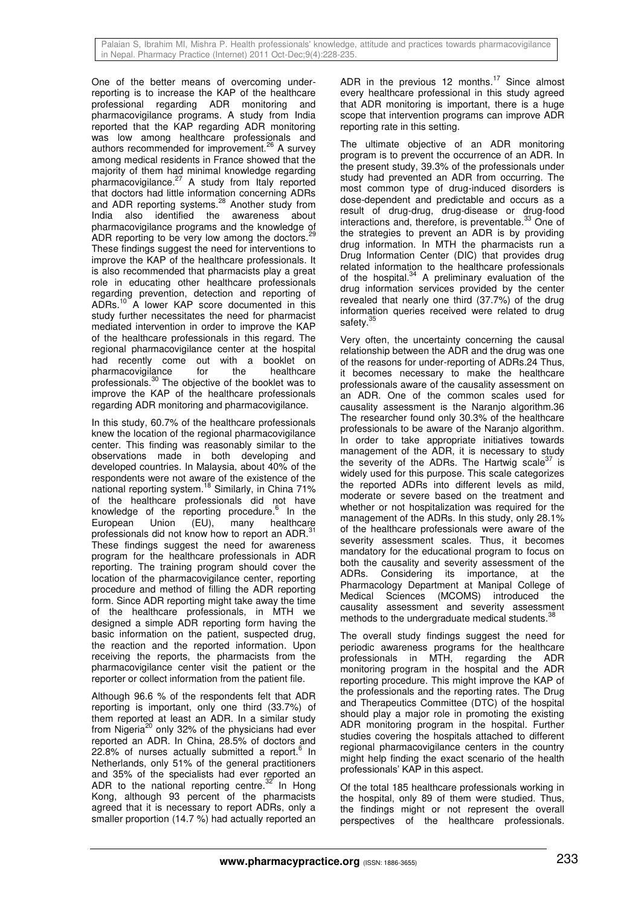One of the better means of overcoming under-reporting is to increase the KAP of the healthcare professional regarding ADR monitoring and pharmacovigilance programs. A study from India reported that the KAP regarding ADR monitoring was low among healthcare professionals and authors recommended for improvement.[26] A survey among medical residents in France showed that the majority of them had minimal knowledge regarding pharmacovigilance.[27] A study from Italy reported that doctors had little information concerning ADRs and ADR reporting systems.[28] Another study from India also identified the awareness about pharmacovigilance programs and the knowledge of ADR reporting to be very low among the doctors.[29] These findings suggest the need for interventions to improve the KAP of the healthcare professionals. It is also recommended that pharmacists play a great role in educating other healthcare professionals regarding prevention, detection and reporting of ADRs.[10] A lower KAP score documented in this study further necessitates the need for pharmacist mediated intervention in order to improve the KAP of the healthcare professionals in this regard. The regional pharmacovigilance center at the hospital had recently come out with a booklet on pharmacovigilance for the healthcare professionals.[30] The objective of the booklet was to improve the KAP of the healthcare professionals regarding ADR monitoring and pharmacovigilance.

In this study, 60.7% of the healthcare professionals knew the location of the regional pharmacovigilance center. This finding was reasonably similar to the observations made in both developing and developed countries. In Malaysia, about 40% of the respondents were not aware of the existence of the national reporting system.[18] Similarly, in China 71% of the healthcare professionals did not have knowledge of the reporting procedure.[6] In the European Union (EU), many healthcare professionals did not know how to report an ADR.[31] These findings suggest the need for awareness program for the healthcare professionals in ADR reporting. The training program should cover the location of the pharmacovigilance center, reporting procedure and method of filling the ADR reporting form. Since ADR reporting might take away the time of the healthcare professionals, in MTH we designed a simple ADR reporting form having the basic information on the patient, suspected drug, the reaction and the reported information. Upon receiving the reports, the pharmacists from the pharmacovigilance center visit the patient or the reporter or collect information from the patient file.

Although 96.6 % of the respondents felt that ADR reporting is important, only one third (33.7%) of them reported at least an ADR. In a similar study from Nigeria[20] only 32% of the physicians had ever reported an ADR. In China, 28.5% of doctors and 22.8% of nurses actually submitted a report.[6] In Netherlands, only 51% of the general practitioners and 35% of the specialists had ever reported an ADR to the national reporting centre.[32] In Hong Kong, although 93 percent of the pharmacists agreed that it is necessary to report ADRs, only a smaller proportion (14.7 %) had actually reported an ADR in the previous 12 months.[17] Since almost every healthcare professional in this study agreed that ADR monitoring is important, there is a huge scope that intervention programs can improve ADR reporting rate in this setting.

The ultimate objective of an ADR monitoring program is to prevent the occurrence of an ADR. In the present study, 39.3% of the professionals under study had prevented an ADR from occurring. The most common type of drug-induced disorders is dose-dependent and predictable and occurs as a result of drug-drug, drug-disease or drug-food interactions and, therefore, is preventable.[33] One of the strategies to prevent an ADR is by providing drug information. In MTH the pharmacists run a Drug Information Center (DIC) that provides drug related information to the healthcare professionals of the hospital.[34] A preliminary evaluation of the drug information services provided by the center revealed that nearly one third (37.7%) of the drug information queries received were related to drug safety.[35]

Very often, the uncertainty concerning the causal relationship between the ADR and the drug was one of the reasons for under-reporting of ADRs.24 Thus, it becomes necessary to make the healthcare professionals aware of the causality assessment on an ADR. One of the common scales used for causality assessment is the Naranjo algorithm.36 The researcher found only 30.3% of the healthcare professionals to be aware of the Naranjo algorithm. In order to take appropriate initiatives towards management of the ADR, it is necessary to study the severity of the ADRs. The Hartwig scale[37] is widely used for this purpose. This scale categorizes the reported ADRs into different levels as mild, moderate or severe based on the treatment and whether or not hospitalization was required for the management of the ADRs. In this study, only 28.1% of the healthcare professionals were aware of the severity assessment scales. Thus, it becomes mandatory for the educational program to focus on both the causality and severity assessment of the ADRs. Considering its importance, at the Pharmacology Department at Manipal College of Medical Sciences (MCOMS) introduced the causality assessment and severity assessment methods to the undergraduate medical students.[38]

The overall study findings suggest the need for periodic awareness programs for the healthcare professionals in MTH, regarding the ADR monitoring program in the hospital and the ADR reporting procedure. This might improve the KAP of the professionals and the reporting rates. The Drug and Therapeutics Committee (DTC) of the hospital should play a major role in promoting the existing ADR monitoring program in the hospital. Further studies covering the hospitals attached to different regional pharmacovigilance centers in the country might help finding the exact scenario of the health professionals' KAP in this aspect.

Of the total 185 healthcare professionals working in the hospital, only 89 of them were studied. Thus, the findings might or not represent the overall perspectives of the healthcare professionals.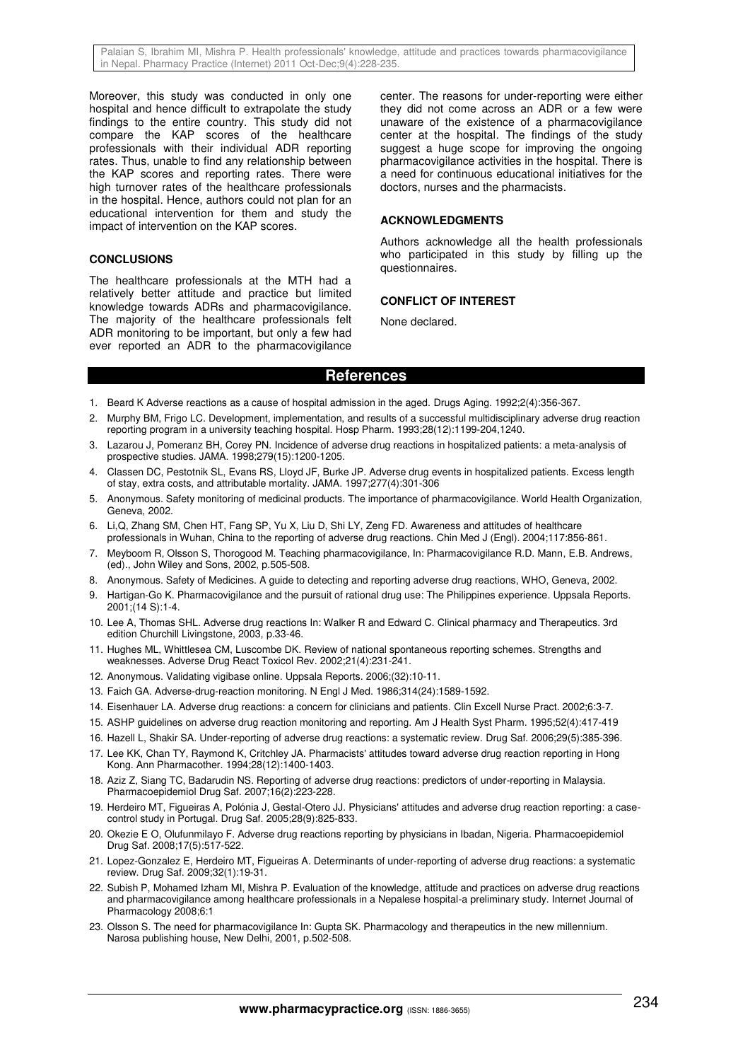Moreover, this study was conducted in only one hospital and hence difficult to extrapolate the study findings to the entire country. This study did not compare the KAP scores of the healthcare professionals with their individual ADR reporting rates. Thus, unable to find any relationship between the KAP scores and reporting rates. There were high turnover rates of the healthcare professionals in the hospital. Hence, authors could not plan for an educational intervention for them and study the impact of intervention on the KAP scores.

## CONCLUSIONS

The healthcare professionals at the MTH had a relatively better attitude and practice but limited knowledge towards ADRs and pharmacovigilance. The majority of the healthcare professionals felt ADR monitoring to be important, but only a few had ever reported an ADR to the pharmacovigilance center. The reasons for under-reporting were either they did not come across an ADR or a few were unaware of the existence of a pharmacovigilance center at the hospital. The findings of the study suggest a huge scope for improving the ongoing pharmacovigilance activities in the hospital. There is a need for continuous educational initiatives for the doctors, nurses and the pharmacists.

## ACKNOWLEDGMENTS

Authors acknowledge all the health professionals who participated in this study by filling up the questionnaires.

## CONFLICT OF INTEREST

None declared.

## References

1. Beard K Adverse reactions as a cause of hospital admission in the aged. Drugs Aging. 1992;2(4):356-367.
2. Murphy BM, Frigo LC. Development, implementation, and results of a successful multidisciplinary adverse drug reaction reporting program in a university teaching hospital. Hosp Pharm. 1993;28(12):1199-204,1240.
3. Lazarou J, Pomeranz BH, Corey PN. Incidence of adverse drug reactions in hospitalized patients: a meta-analysis of prospective studies. JAMA. 1998;279(15):1200-1205.
4. Classen DC, Pestotnik SL, Evans RS, Lloyd JF, Burke JP. Adverse drug events in hospitalized patients. Excess length of stay, extra costs, and attributable mortality. JAMA. 1997;277(4):301-306
5. Anonymous. Safety monitoring of medicinal products. The importance of pharmacovigilance. World Health Organization, Geneva, 2002.
6. Li,Q, Zhang SM, Chen HT, Fang SP, Yu X, Liu D, Shi LY, Zeng FD. Awareness and attitudes of healthcare professionals in Wuhan, China to the reporting of adverse drug reactions. Chin Med J (Engl). 2004;117:856-861.
7. Meyboom R, Olsson S, Thorogood M. Teaching pharmacovigilance, In: Pharmacovigilance R.D. Mann, E.B. Andrews, (ed)., John Wiley and Sons, 2002, p.505-508.
8. Anonymous. Safety of Medicines. A guide to detecting and reporting adverse drug reactions, WHO, Geneva, 2002.
9. Hartigan-Go K. Pharmacovigilance and the pursuit of rational drug use: The Philippines experience. Uppsala Reports. 2001;(14 S):1-4.
10. Lee A, Thomas SHL. Adverse drug reactions In: Walker R and Edward C. Clinical pharmacy and Therapeutics. 3rd edition Churchill Livingstone, 2003, p.33-46.
11. Hughes ML, Whittlesea CM, Luscombe DK. Review of national spontaneous reporting schemes. Strengths and weaknesses. Adverse Drug React Toxicol Rev. 2002;21(4):231-241.
12. Anonymous. Validating vigibase online. Uppsala Reports. 2006;(32):10-11.
13. Faich GA. Adverse-drug-reaction monitoring. N Engl J Med. 1986;314(24):1589-1592.
14. Eisenhauer LA. Adverse drug reactions: a concern for clinicians and patients. Clin Excell Nurse Pract. 2002;6:3-7.
15. ASHP guidelines on adverse drug reaction monitoring and reporting. Am J Health Syst Pharm. 1995;52(4):417-419
16. Hazell L, Shakir SA. Under-reporting of adverse drug reactions: a systematic review. Drug Saf. 2006;29(5):385-396.
17. Lee KK, Chan TY, Raymond K, Critchley JA. Pharmacists' attitudes toward adverse drug reaction reporting in Hong Kong. Ann Pharmacother. 1994;28(12):1400-1403.
18. Aziz Z, Siang TC, Badarudin NS. Reporting of adverse drug reactions: predictors of under-reporting in Malaysia. Pharmacoepidemiol Drug Saf. 2007;16(2):223-228.
19. Herdeiro MT, Figueiras A, Polónia J, Gestal-Otero JJ. Physicians' attitudes and adverse drug reaction reporting: a case-control study in Portugal. Drug Saf. 2005;28(9):825-833.
20. Okezie E O, Olufunmilayo F. Adverse drug reactions reporting by physicians in Ibadan, Nigeria. Pharmacoepidemiol Drug Saf. 2008;17(5):517-522.
21. Lopez-Gonzalez E, Herdeiro MT, Figueiras A. Determinants of under-reporting of adverse drug reactions: a systematic review. Drug Saf. 2009;32(1):19-31.
22. Subish P, Mohamed Izham MI, Mishra P. Evaluation of the knowledge, attitude and practices on adverse drug reactions and pharmacovigilance among healthcare professionals in a Nepalese hospital-a preliminary study. Internet Journal of Pharmacology 2008;6:1
23. Olsson S. The need for pharmacovigilance In: Gupta SK. Pharmacology and therapeutics in the new millennium. Narosa publishing house, New Delhi, 2001, p.502-508.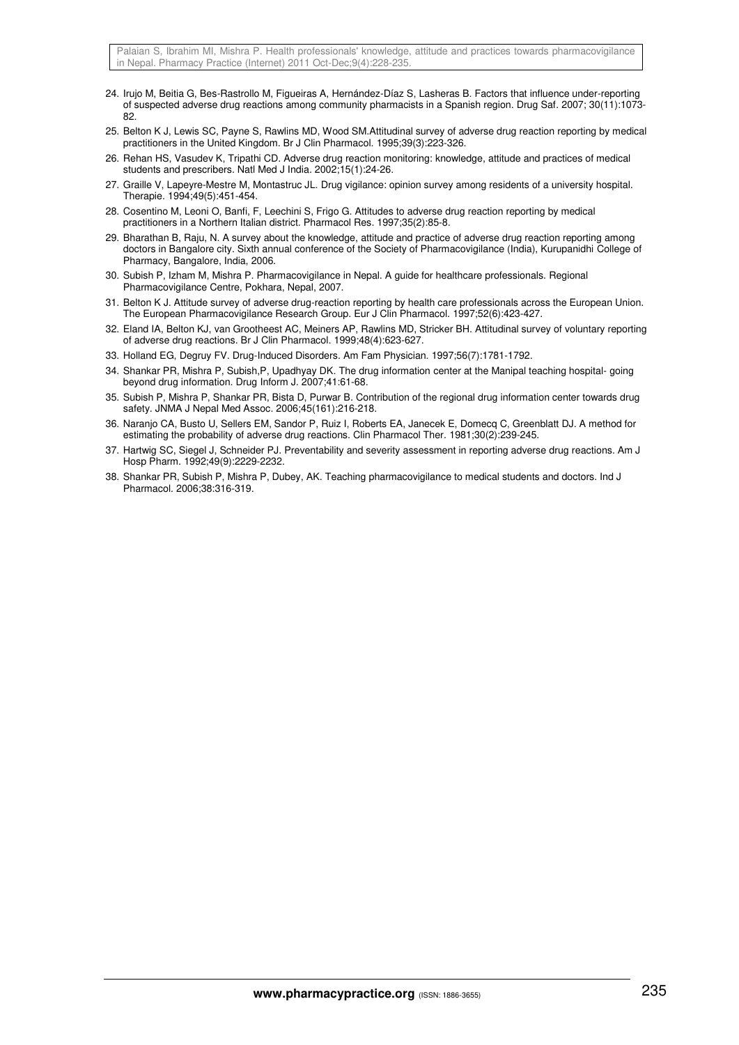24. Irujo M, Beitia G, Bes-Rastrollo M, Figueiras A, Hernández-Díaz S, Lasheras B. Factors that influence under-reporting of suspected adverse drug reactions among community pharmacists in a Spanish region. Drug Saf. 2007; 30(11):1073-82.
25. Belton K J, Lewis SC, Payne S, Rawlins MD, Wood SM.Attitudinal survey of adverse drug reaction reporting by medical practitioners in the United Kingdom. Br J Clin Pharmacol. 1995;39(3):223-326.
26. Rehan HS, Vasudev K, Tripathi CD. Adverse drug reaction monitoring: knowledge, attitude and practices of medical students and prescribers. Natl Med J India. 2002;15(1):24-26.
27. Graille V, Lapeyre-Mestre M, Montastruc JL. Drug vigilance: opinion survey among residents of a university hospital. Therapie. 1994;49(5):451-454.
28. Cosentino M, Leoni O, Banfi, F, Leechini S, Frigo G. Attitudes to adverse drug reaction reporting by medical practitioners in a Northern Italian district. Pharmacol Res. 1997;35(2):85-8.
29. Bharathan B, Raju, N. A survey about the knowledge, attitude and practice of adverse drug reaction reporting among doctors in Bangalore city. Sixth annual conference of the Society of Pharmacovigilance (India), Kurupanidhi College of Pharmacy, Bangalore, India, 2006.
30. Subish P, Izham M, Mishra P. Pharmacovigilance in Nepal. A guide for healthcare professionals. Regional Pharmacovigilance Centre, Pokhara, Nepal, 2007.
31. Belton K J. Attitude survey of adverse drug-reaction reporting by health care professionals across the European Union. The European Pharmacovigilance Research Group. Eur J Clin Pharmacol. 1997;52(6):423-427.
32. Eland IA, Belton KJ, van Grootheest AC, Meiners AP, Rawlins MD, Stricker BH. Attitudinal survey of voluntary reporting of adverse drug reactions. Br J Clin Pharmacol. 1999;48(4):623-627.
33. Holland EG, Degruy FV. Drug-Induced Disorders. Am Fam Physician. 1997;56(7):1781-1792.
34. Shankar PR, Mishra P, Subish,P, Upadhyay DK. The drug information center at the Manipal teaching hospital- going beyond drug information. Drug Inform J. 2007;41:61-68.
35. Subish P, Mishra P, Shankar PR, Bista D, Purwar B. Contribution of the regional drug information center towards drug safety. JNMA J Nepal Med Assoc. 2006;45(161):216-218.
36. Naranjo CA, Busto U, Sellers EM, Sandor P, Ruiz I, Roberts EA, Janecek E, Domecq C, Greenblatt DJ. A method for estimating the probability of adverse drug reactions. Clin Pharmacol Ther. 1981;30(2):239-245.
37. Hartwig SC, Siegel J, Schneider PJ. Preventability and severity assessment in reporting adverse drug reactions. Am J Hosp Pharm. 1992;49(9):2229-2232.
38. Shankar PR, Subish P, Mishra P, Dubey, AK. Teaching pharmacovigilance to medical students and doctors. Ind J Pharmacol. 2006;38:316-319.